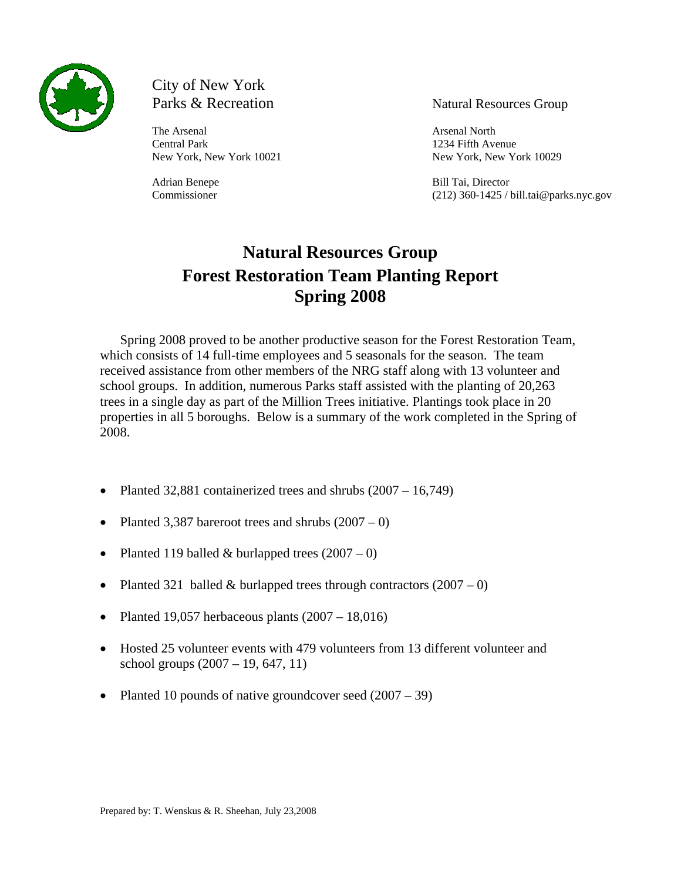City of New York
Parks & Recreation

The Arsenal
Central Park
New York, New York 10021

Adrian Benepe
Commissioner

Natural Resources Group

Arsenal North
1234 Fifth Avenue
New York, New York 10029

Bill Tai, Director
(212) 360-1425 / bill.tai@parks.nyc.gov

# Natural Resources Group
# Forest Restoration Team Planting Report
# Spring 2008

Spring 2008 proved to be another productive season for the Forest Restoration Team, which consists of 14 full-time employees and 5 seasonals for the season. The team received assistance from other members of the NRG staff along with 13 volunteer and school groups. In addition, numerous Parks staff assisted with the planting of 20,263 trees in a single day as part of the Million Trees initiative. Plantings took place in 20 properties in all 5 boroughs. Below is a summary of the work completed in the Spring of 2008.

- Planted 32,881 containerized trees and shrubs (2007 – 16,749)
- Planted 3,387 bareroot trees and shrubs (2007 – 0)
- Planted 119 balled & burlapped trees (2007 – 0)
- Planted 321 balled & burlapped trees through contractors (2007 – 0)
- Planted 19,057 herbaceous plants (2007 – 18,016)
- Hosted 25 volunteer events with 479 volunteers from 13 different volunteer and school groups (2007 – 19, 647, 11)
- Planted 10 pounds of native groundcover seed (2007 – 39)

Prepared by: T. Wenskus & R. Sheehan, July 23,2008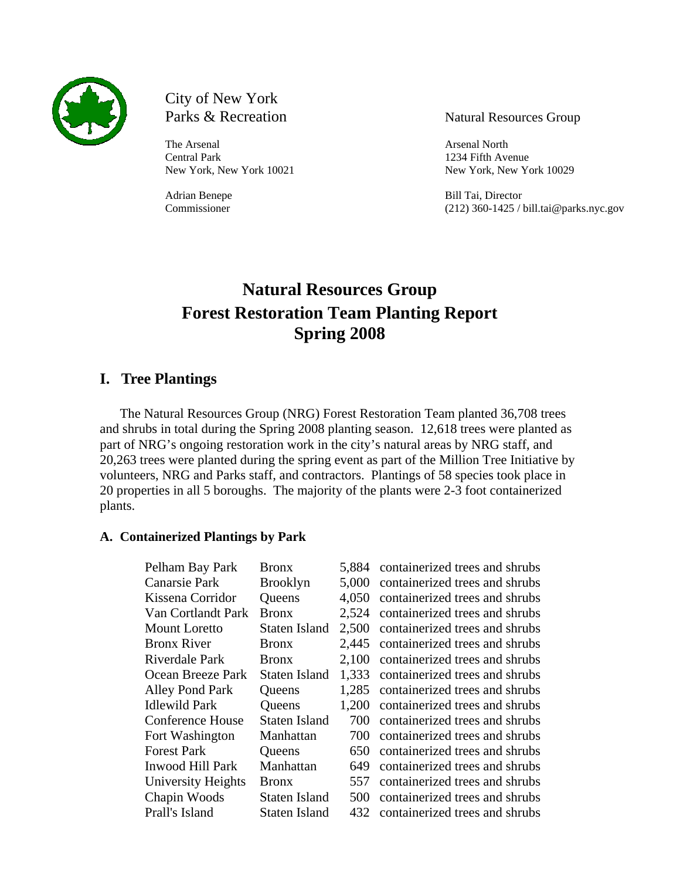City of New York
Parks & Recreation

The Arsenal
Central Park
New York, New York 10021

Adrian Benepe
Commissioner

Natural Resources Group

Arsenal North
1234 Fifth Avenue
New York, New York 10029

Bill Tai, Director
(212) 360-1425 / bill.tai@parks.nyc.gov

# Natural Resources Group
# Forest Restoration Team Planting Report
# Spring 2008

## I. Tree Plantings

The Natural Resources Group (NRG) Forest Restoration Team planted 36,708 trees and shrubs in total during the Spring 2008 planting season. 12,618 trees were planted as part of NRG's ongoing restoration work in the city's natural areas by NRG staff, and 20,263 trees were planted during the spring event as part of the Million Tree Initiative by volunteers, NRG and Parks staff, and contractors. Plantings of 58 species took place in 20 properties in all 5 boroughs. The majority of the plants were 2-3 foot containerized plants.

### A. Containerized Plantings by Park

| | | | |
|---|---|---|---|
| Pelham Bay Park | Bronx | 5,884 | containerized trees and shrubs |
| Canarsie Park | Brooklyn | 5,000 | containerized trees and shrubs |
| Kissena Corridor | Queens | 4,050 | containerized trees and shrubs |
| Van Cortlandt Park | Bronx | 2,524 | containerized trees and shrubs |
| Mount Loretto | Staten Island | 2,500 | containerized trees and shrubs |
| Bronx River | Bronx | 2,445 | containerized trees and shrubs |
| Riverdale Park | Bronx | 2,100 | containerized trees and shrubs |
| Ocean Breeze Park | Staten Island | 1,333 | containerized trees and shrubs |
| Alley Pond Park | Queens | 1,285 | containerized trees and shrubs |
| Idlewild Park | Queens | 1,200 | containerized trees and shrubs |
| Conference House | Staten Island | 700 | containerized trees and shrubs |
| Fort Washington | Manhattan | 700 | containerized trees and shrubs |
| Forest Park | Queens | 650 | containerized trees and shrubs |
| Inwood Hill Park | Manhattan | 649 | containerized trees and shrubs |
| University Heights | Bronx | 557 | containerized trees and shrubs |
| Chapin Woods | Staten Island | 500 | containerized trees and shrubs |
| Prall's Island | Staten Island | 432 | containerized trees and shrubs |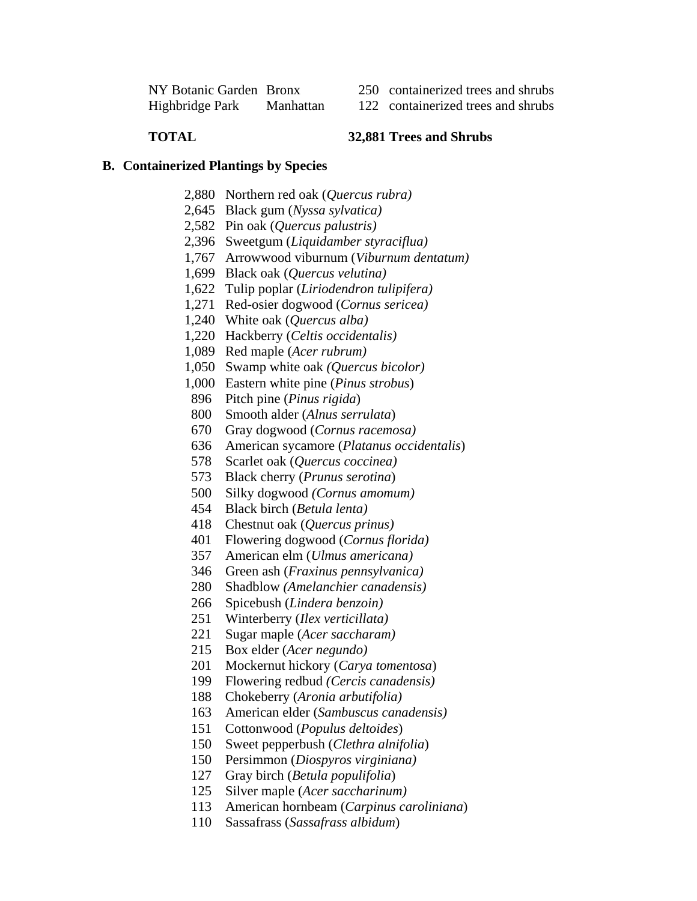| | | | |
|---|---|---|---|
| NY Botanic Garden | Bronx | 250 | containerized trees and shrubs |
| Highbridge Park | Manhattan | 122 | containerized trees and shrubs |

**TOTAL** **32,881 Trees and Shrubs**

### B. Containerized Plantings by Species

2,880 Northern red oak (*Quercus rubra)*
2,645 Black gum (*Nyssa sylvatica)*
2,582 Pin oak (*Quercus palustris)*
2,396 Sweetgum (*Liquidamber styraciflua)*
1,767 Arrowwood viburnum (*Viburnum dentatum)*
1,699 Black oak (*Quercus velutina)*
1,622 Tulip poplar (*Liriodendron tulipifera)*
1,271 Red-osier dogwood (*Cornus sericea)*
1,240 White oak (*Quercus alba)*
1,220 Hackberry (*Celtis occidentalis)*
1,089 Red maple (*Acer rubrum)*
1,050 Swamp white oak *(Quercus bicolor)*
1,000 Eastern white pine (*Pinus strobus*)
896 Pitch pine (*Pinus rigida*)
800 Smooth alder (*Alnus serrulata*)
670 Gray dogwood (*Cornus racemosa)*
636 American sycamore (*Platanus occidentalis*)
578 Scarlet oak (*Quercus coccinea)*
573 Black cherry (*Prunus serotina*)
500 Silky dogwood *(Cornus amomum)*
454 Black birch (*Betula lenta)*
418 Chestnut oak (*Quercus prinus)*
401 Flowering dogwood (*Cornus florida)*
357 American elm (*Ulmus americana)*
346 Green ash (*Fraxinus pennsylvanica)*
280 Shadblow *(Amelanchier canadensis)*
266 Spicebush (*Lindera benzoin)*
251 Winterberry (*Ilex verticillata)*
221 Sugar maple (*Acer saccharam)*
215 Box elder (*Acer negundo)*
201 Mockernut hickory (*Carya tomentosa*)
199 Flowering redbud *(Cercis canadensis)*
188 Chokeberry (*Aronia arbutifolia)*
163 American elder (*Sambuscus canadensis)*
151 Cottonwood (*Populus deltoides*)
150 Sweet pepperbush (*Clethra alnifolia*)
150 Persimmon (*Diospyros virginiana)*
127 Gray birch (*Betula populifolia*)
125 Silver maple (*Acer saccharinum)*
113 American hornbeam (*Carpinus caroliniana*)
110 Sassafrass (*Sassafrass albidum*)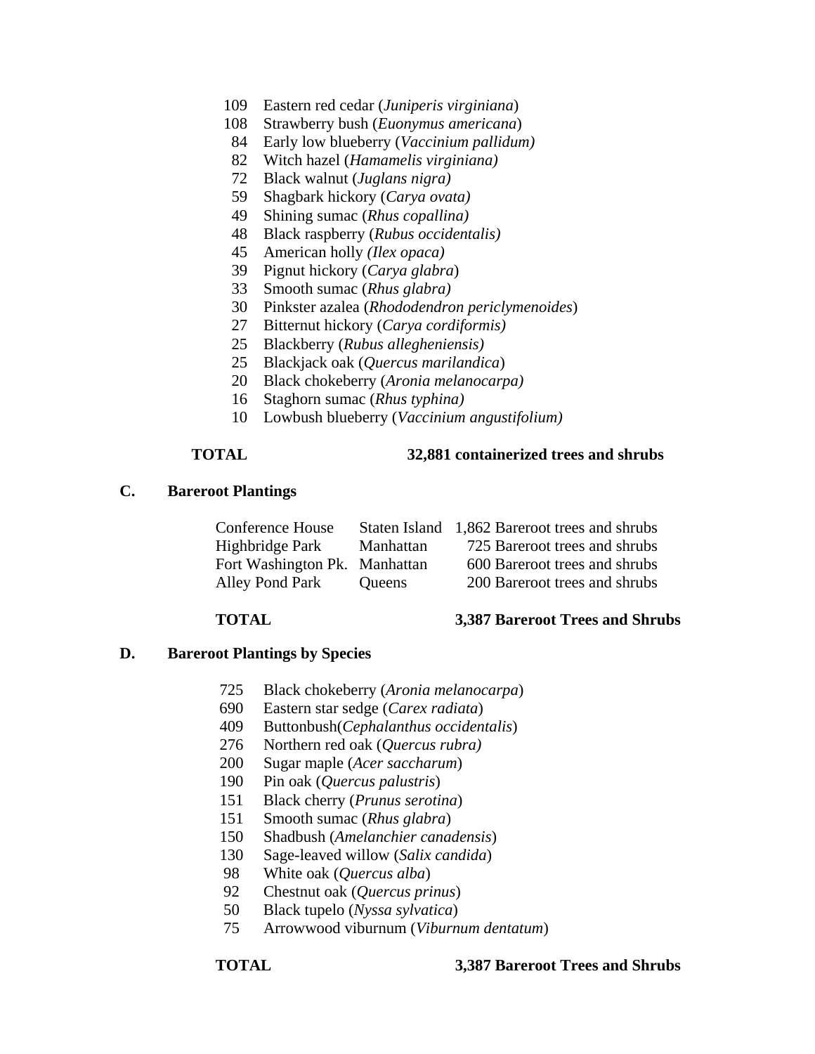109 Eastern red cedar (*Juniperis virginiana*)
108 Strawberry bush (*Euonymus americana*)
84 Early low blueberry (*Vaccinium pallidum)*
82 Witch hazel (*Hamamelis virginiana)*
72 Black walnut (*Juglans nigra)*
59 Shagbark hickory (*Carya ovata)*
49 Shining sumac (*Rhus copallina)*
48 Black raspberry (*Rubus occidentalis)*
45 American holly *(Ilex opaca)*
39 Pignut hickory (*Carya glabra*)
33 Smooth sumac (*Rhus glabra)*
30 Pinkster azalea (*Rhododendron periclymenoides*)
27 Bitternut hickory (*Carya cordiformis)*
25 Blackberry (*Rubus allegheniensis)*
25 Blackjack oak (*Quercus marilandica*)
20 Black chokeberry (*Aronia melanocarpa)*
16 Staghorn sumac (*Rhus typhina)*
10 Lowbush blueberry (*Vaccinium angustifolium)*

**TOTAL** **32,881 containerized trees and shrubs**

## C. Bareroot Plantings

| | | |
|---|---|---|
| Conference House | Staten Island | 1,862 Bareroot trees and shrubs |
| Highbridge Park | Manhattan | 725 Bareroot trees and shrubs |
| Fort Washington Pk. | Manhattan | 600 Bareroot trees and shrubs |
| Alley Pond Park | Queens | 200 Bareroot trees and shrubs |

**TOTAL** **3,387 Bareroot Trees and Shrubs**

## D. Bareroot Plantings by Species

725 Black chokeberry (*Aronia melanocarpa*)
690 Eastern star sedge (*Carex radiata*)
409 Buttonbush(*Cephalanthus occidentalis*)
276 Northern red oak (*Quercus rubra)*
200 Sugar maple (*Acer saccharum*)
190 Pin oak (*Quercus palustris*)
151 Black cherry (*Prunus serotina*)
151 Smooth sumac (*Rhus glabra*)
150 Shadbush (*Amelanchier canadensis*)
130 Sage-leaved willow (*Salix candida*)
98 White oak (*Quercus alba*)
92 Chestnut oak (*Quercus prinus*)
50 Black tupelo (*Nyssa sylvatica*)
75 Arrowwood viburnum (*Viburnum dentatum*)

**TOTAL** **3,387 Bareroot Trees and Shrubs**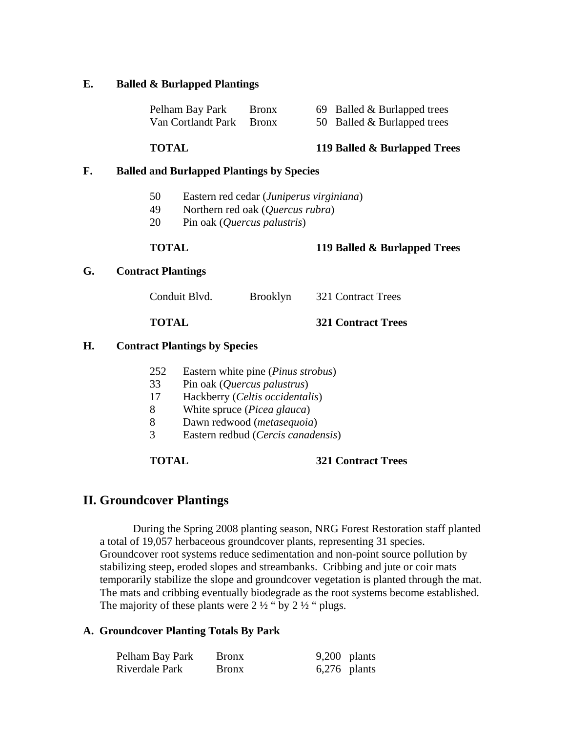### E. Balled & Burlapped Plantings

| | | |
|---|---|---|
| Pelham Bay Park | Bronx | 69 Balled & Burlapped trees |
| Van Cortlandt Park | Bronx | 50 Balled & Burlapped trees |
| **TOTAL** | | **119 Balled & Burlapped Trees** |

### F. Balled and Burlapped Plantings by Species

50 Eastern red cedar (*Juniperus virginiana*)
49 Northern red oak (*Quercus rubra*)
20 Pin oak (*Quercus palustris*)

**TOTAL** **119 Balled & Burlapped Trees**

### G. Contract Plantings

| | | |
|---|---|---|
| Conduit Blvd. | Brooklyn | 321 Contract Trees |
| **TOTAL** | | **321 Contract Trees** |

### H. Contract Plantings by Species

252 Eastern white pine (*Pinus strobus*)
33 Pin oak (*Quercus palustrus*)
17 Hackberry (*Celtis occidentalis*)
8 White spruce (*Picea glauca*)
8 Dawn redwood (*metasequoia*)
3 Eastern redbud (*Cercis canadensis*)

**TOTAL** **321 Contract Trees**

## II. Groundcover Plantings

During the Spring 2008 planting season, NRG Forest Restoration staff planted a total of 19,057 herbaceous groundcover plants, representing 31 species. Groundcover root systems reduce sedimentation and non-point source pollution by stabilizing steep, eroded slopes and streambanks. Cribbing and jute or coir mats temporarily stabilize the slope and groundcover vegetation is planted through the mat. The mats and cribbing eventually biodegrade as the root systems become established. The majority of these plants were 2 ½ " by 2 ½ " plugs.

### A. Groundcover Planting Totals By Park

| | | |
|---|---|---|
| Pelham Bay Park | Bronx | 9,200 plants |
| Riverdale Park | Bronx | 6,276 plants |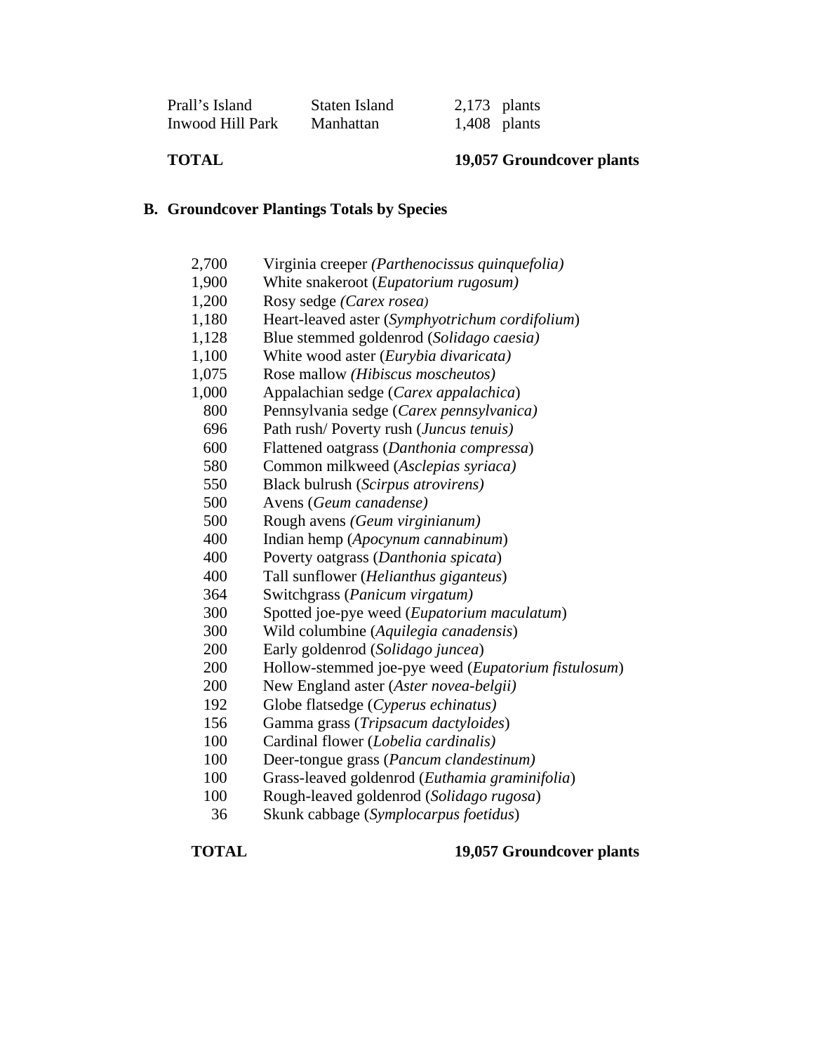| | | |
|---|---|---|
| Prall's Island | Staten Island | 2,173 plants |
| Inwood Hill Park | Manhattan | 1,408 plants |
| **TOTAL** | | **19,057 Groundcover plants** |

## B. Groundcover Plantings Totals by Species

| | |
|---|---|
| 2,700 | Virginia creeper *(Parthenocissus quinquefolia)* |
| 1,900 | White snakeroot (*Eupatorium rugosum)* |
| 1,200 | Rosy sedge *(Carex rosea)* |
| 1,180 | Heart-leaved aster (*Symphyotrichum cordifolium*) |
| 1,128 | Blue stemmed goldenrod (*Solidago caesia)* |
| 1,100 | White wood aster (*Eurybia divaricata)* |
| 1,075 | Rose mallow *(Hibiscus moscheutos)* |
| 1,000 | Appalachian sedge (*Carex appalachica*) |
| 800 | Pennsylvania sedge (*Carex pennsylvanica)* |
| 696 | Path rush/ Poverty rush (*Juncus tenuis)* |
| 600 | Flattened oatgrass (*Danthonia compressa*) |
| 580 | Common milkweed (*Asclepias syriaca)* |
| 550 | Black bulrush (*Scirpus atrovirens)* |
| 500 | Avens (*Geum canadense)* |
| 500 | Rough avens *(Geum virginianum)* |
| 400 | Indian hemp (*Apocynum cannabinum*) |
| 400 | Poverty oatgrass (*Danthonia spicata*) |
| 400 | Tall sunflower (*Helianthus giganteus*) |
| 364 | Switchgrass (*Panicum virgatum)* |
| 300 | Spotted joe-pye weed (*Eupatorium maculatum*) |
| 300 | Wild columbine (*Aquilegia canadensis*) |
| 200 | Early goldenrod (*Solidago juncea*) |
| 200 | Hollow-stemmed joe-pye weed (*Eupatorium fistulosum*) |
| 200 | New England aster (*Aster novea-belgii)* |
| 192 | Globe flatsedge (*Cyperus echinatus)* |
| 156 | Gamma grass (*Tripsacum dactyloides*) |
| 100 | Cardinal flower (*Lobelia cardinalis)* |
| 100 | Deer-tongue grass (*Pancum clandestinum)* |
| 100 | Grass-leaved goldenrod (*Euthamia graminifolia*) |
| 100 | Rough-leaved goldenrod (*Solidago rugosa*) |
| 36 | Skunk cabbage (*Symplocarpus foetidus*) |

**TOTAL** **19,057 Groundcover plants**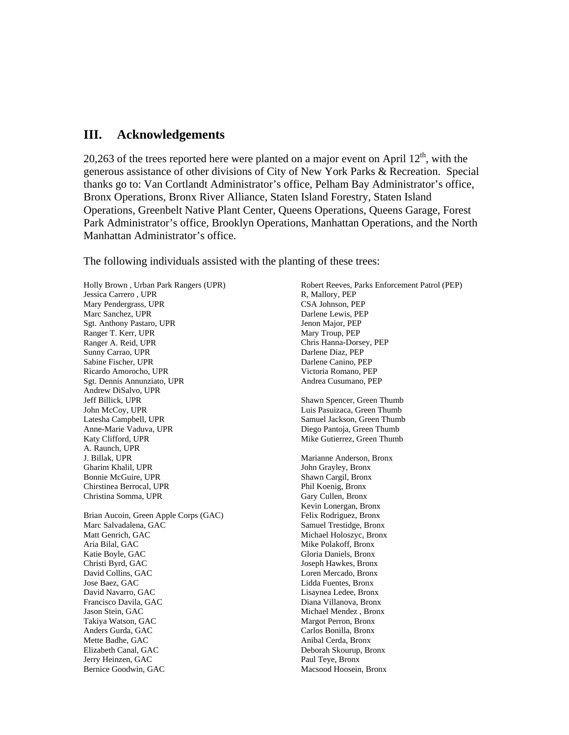## III. Acknowledgements

20,263 of the trees reported here were planted on a major event on April 12th, with the generous assistance of other divisions of City of New York Parks & Recreation. Special thanks go to: Van Cortlandt Administrator's office, Pelham Bay Administrator's office, Bronx Operations, Bronx River Alliance, Staten Island Forestry, Staten Island Operations, Greenbelt Native Plant Center, Queens Operations, Queens Garage, Forest Park Administrator's office, Brooklyn Operations, Manhattan Operations, and the North Manhattan Administrator's office.

The following individuals assisted with the planting of these trees:

Holly Brown , Urban Park Rangers (UPR)
Jessica Carrero , UPR
Mary Pendergrass, UPR
Marc Sanchez, UPR
Sgt. Anthony Pastaro, UPR
Ranger T. Kerr, UPR
Ranger A. Reid, UPR
Sunny Carrao, UPR
Sabine Fischer, UPR
Ricardo Amorocho, UPR
Sgt. Dennis Annunziato, UPR
Andrew DiSalvo, UPR
Jeff Billick, UPR
John McCoy, UPR
Latesha Campbell, UPR
Anne-Marie Vaduva, UPR
Katy Clifford, UPR
A. Raunch, UPR
J. Billak, UPR
Gharim Khalil, UPR
Bonnie McGuire, UPR
Chirstinea Berrocal, UPR
Christina Somma, UPR

Brian Aucoin, Green Apple Corps (GAC)
Marc Salvadalena, GAC
Matt Genrich, GAC
Aria Bilal, GAC
Katie Boyle, GAC
Christi Byrd, GAC
David Collins, GAC
Jose Baez, GAC
David Navarro, GAC
Francisco Davila, GAC
Jason Stein, GAC
Takiya Watson, GAC
Anders Gurda, GAC
Mette Badhe, GAC
Elizabeth Canal, GAC
Jerry Heinzen, GAC
Bernice Goodwin, GAC

Robert Reeves, Parks Enforcement Patrol (PEP)
R, Mallory, PEP
CSA Johnson, PEP
Darlene Lewis, PEP
Jenon Major, PEP
Mary Troup, PEP
Chris Hanna-Dorsey, PEP
Darlene Diaz, PEP
Darlene Canino, PEP
Victoria Romano, PEP
Andrea Cusumano, PEP

Shawn Spencer, Green Thumb
Luis Pasuizaca, Green Thumb
Samuel Jackson, Green Thumb
Diego Pantoja, Green Thumb
Mike Gutierrez, Green Thumb

Marianne Anderson, Bronx
John Grayley, Bronx
Shawn Cargil, Bronx
Phil Koenig, Bronx
Gary Cullen, Bronx
Kevin Lonergan, Bronx
Felix Rodriguez, Bronx
Samuel Trestidge, Bronx
Michael Holoszyc, Bronx
Mike Polakoff, Bronx
Gloria Daniels, Bronx
Joseph Hawkes, Bronx
Loren Mercado, Bronx
Lidda Fuentes, Bronx
Lisaynea Ledee, Bronx
Diana Villanova, Bronx
Michael Mendez , Bronx
Margot Perron, Bronx
Carlos Bonilla, Bronx
Anibal Cerda, Bronx
Deborah Skourup, Bronx
Paul Teye, Bronx
Macsood Hoosein, Bronx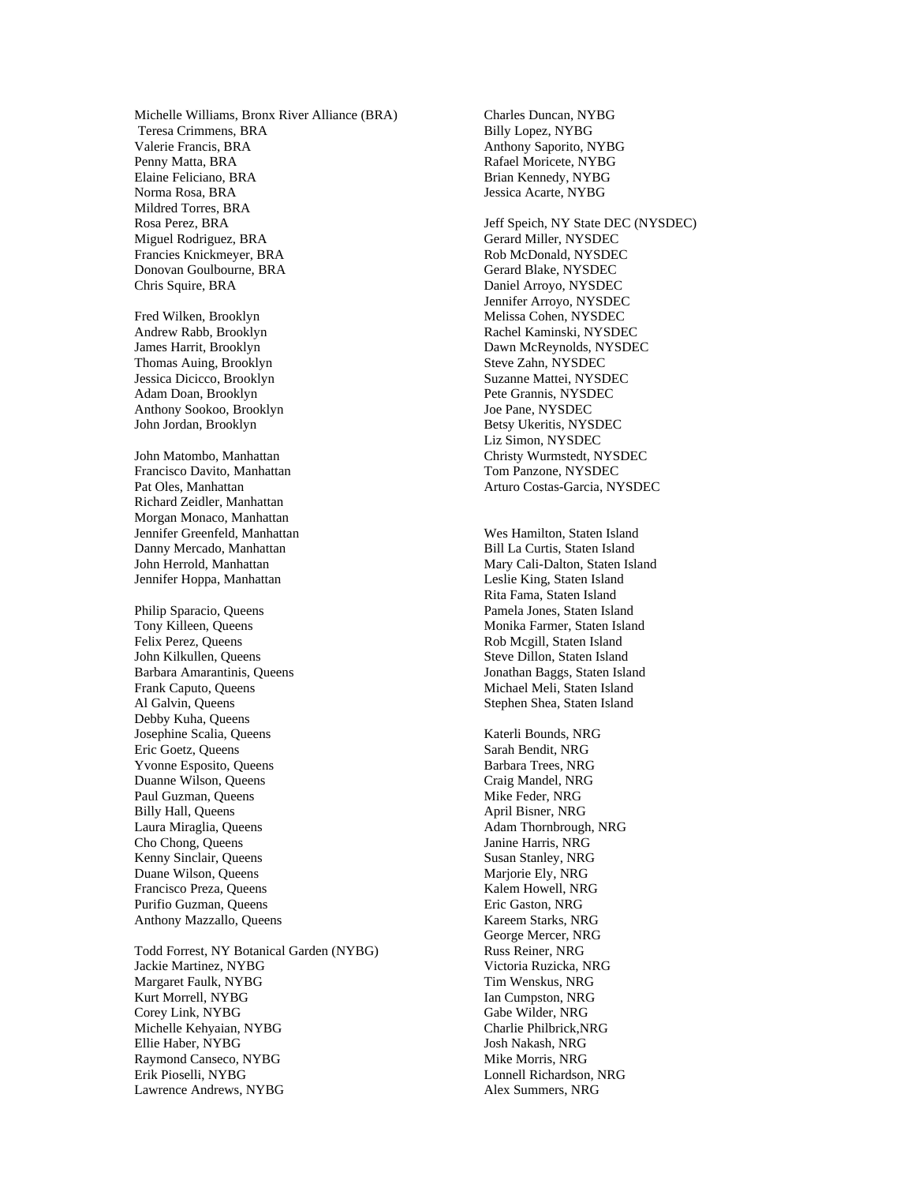Michelle Williams, Bronx River Alliance (BRA)
Teresa Crimmens, BRA
Valerie Francis, BRA
Penny Matta, BRA
Elaine Feliciano, BRA
Norma Rosa, BRA
Mildred Torres, BRA
Rosa Perez, BRA
Miguel Rodriguez, BRA
Francies Knickmeyer, BRA
Donovan Goulbourne, BRA
Chris Squire, BRA

Fred Wilken, Brooklyn
Andrew Rabb, Brooklyn
James Harrit, Brooklyn
Thomas Auing, Brooklyn
Jessica Dicicco, Brooklyn
Adam Doan, Brooklyn
Anthony Sookoo, Brooklyn
John Jordan, Brooklyn

John Matombo, Manhattan
Francisco Davito, Manhattan
Pat Oles, Manhattan
Richard Zeidler, Manhattan
Morgan Monaco, Manhattan
Jennifer Greenfeld, Manhattan
Danny Mercado, Manhattan
John Herrold, Manhattan
Jennifer Hoppa, Manhattan

Philip Sparacio, Queens
Tony Killeen, Queens
Felix Perez, Queens
John Kilkullen, Queens
Barbara Amarantinis, Queens
Frank Caputo, Queens
Al Galvin, Queens
Debby Kuha, Queens
Josephine Scalia, Queens
Eric Goetz, Queens
Yvonne Esposito, Queens
Duanne Wilson, Queens
Paul Guzman, Queens
Billy Hall, Queens
Laura Miraglia, Queens
Cho Chong, Queens
Kenny Sinclair, Queens
Duane Wilson, Queens
Francisco Preza, Queens
Purifio Guzman, Queens
Anthony Mazzallo, Queens

Todd Forrest, NY Botanical Garden (NYBG)
Jackie Martinez, NYBG
Margaret Faulk, NYBG
Kurt Morrell, NYBG
Corey Link, NYBG
Michelle Kehyaian, NYBG
Ellie Haber, NYBG
Raymond Canseco, NYBG
Erik Pioselli, NYBG
Lawrence Andrews, NYBG
Charles Duncan, NYBG
Billy Lopez, NYBG
Anthony Saporito, NYBG
Rafael Moricete, NYBG
Brian Kennedy, NYBG
Jessica Acarte, NYBG

Jeff Speich, NY State DEC (NYSDEC)
Gerard Miller, NYSDEC
Rob McDonald, NYSDEC
Gerard Blake, NYSDEC
Daniel Arroyo, NYSDEC
Jennifer Arroyo, NYSDEC
Melissa Cohen, NYSDEC
Rachel Kaminski, NYSDEC
Dawn McReynolds, NYSDEC
Steve Zahn, NYSDEC
Suzanne Mattei, NYSDEC
Pete Grannis, NYSDEC
Joe Pane, NYSDEC
Betsy Ukeritis, NYSDEC
Liz Simon, NYSDEC
Christy Wurmstedt, NYSDEC
Tom Panzone, NYSDEC
Arturo Costas-Garcia, NYSDEC

Wes Hamilton, Staten Island
Bill La Curtis, Staten Island
Mary Cali-Dalton, Staten Island
Leslie King, Staten Island
Rita Fama, Staten Island
Pamela Jones, Staten Island
Monika Farmer, Staten Island
Rob Mcgill, Staten Island
Steve Dillon, Staten Island
Jonathan Baggs, Staten Island
Michael Meli, Staten Island
Stephen Shea, Staten Island

Katerli Bounds, NRG
Sarah Bendit, NRG
Barbara Trees, NRG
Craig Mandel, NRG
Mike Feder, NRG
April Bisner, NRG
Adam Thornbrough, NRG
Janine Harris, NRG
Susan Stanley, NRG
Marjorie Ely, NRG
Kalem Howell, NRG
Eric Gaston, NRG
Kareem Starks, NRG
George Mercer, NRG
Russ Reiner, NRG
Victoria Ruzicka, NRG
Tim Wenskus, NRG
Ian Cumpston, NRG
Gabe Wilder, NRG
Charlie Philbrick,NRG
Josh Nakash, NRG
Mike Morris, NRG
Lonnell Richardson, NRG
Alex Summers, NRG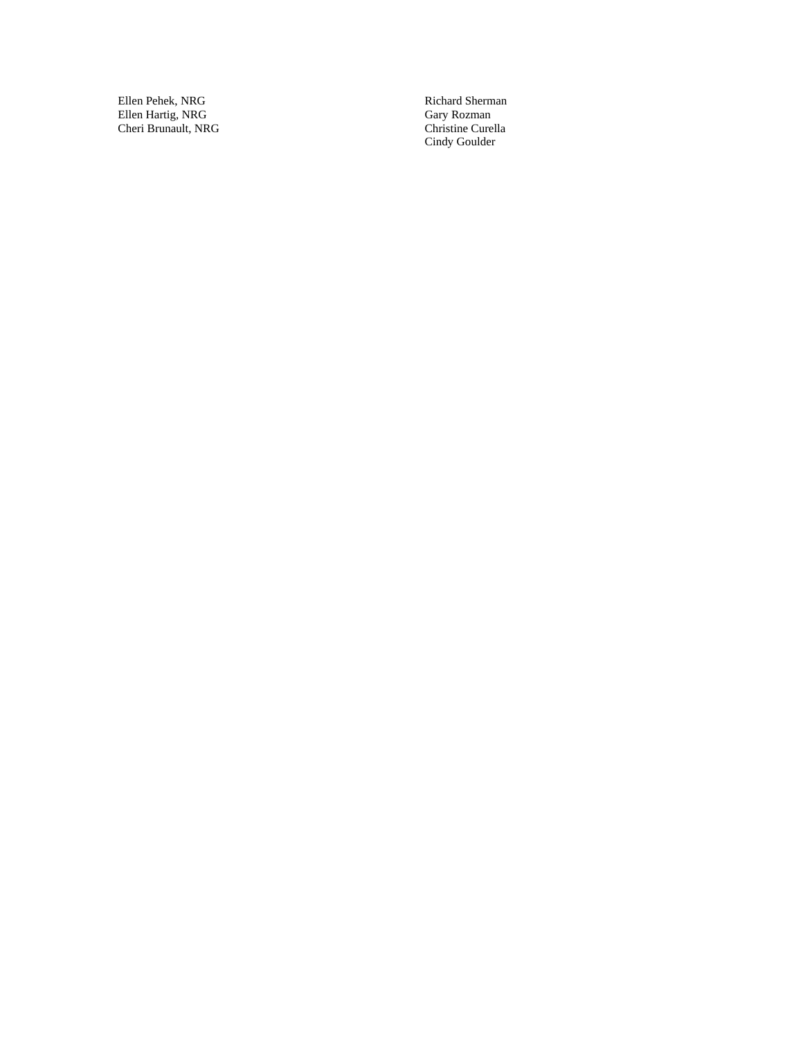Ellen Pehek, NRG
Ellen Hartig, NRG
Cheri Brunault, NRG

Richard Sherman
Gary Rozman
Christine Curella
Cindy Goulder